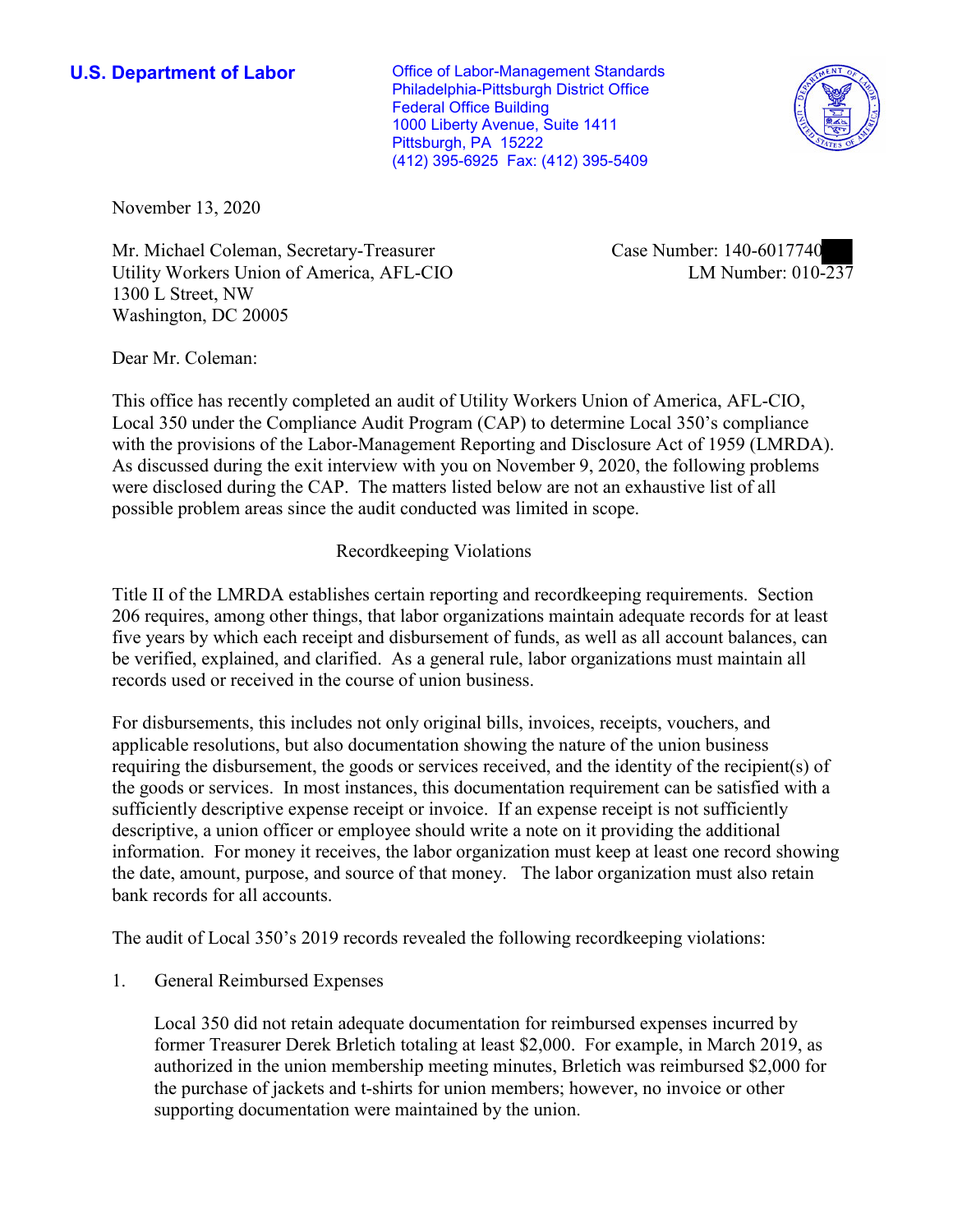**U.S. Department of Labor**

Office of Labor-Management Standards
Philadelphia-Pittsburgh District Office
Federal Office Building
1000 Liberty Avenue, Suite 1411
Pittsburgh, PA 15222
(412) 395-6925 Fax: (412) 395-5409

November 13, 2020

Mr. Michael Coleman, Secretary-Treasurer
Utility Workers Union of America, AFL-CIO
1300 L Street, NW
Washington, DC 20005

Case Number: 140-6017740
LM Number: 010-237

Dear Mr. Coleman:

This office has recently completed an audit of Utility Workers Union of America, AFL-CIO, Local 350 under the Compliance Audit Program (CAP) to determine Local 350's compliance with the provisions of the Labor-Management Reporting and Disclosure Act of 1959 (LMRDA). As discussed during the exit interview with you on November 9, 2020, the following problems were disclosed during the CAP. The matters listed below are not an exhaustive list of all possible problem areas since the audit conducted was limited in scope.

## Recordkeeping Violations

Title II of the LMRDA establishes certain reporting and recordkeeping requirements. Section 206 requires, among other things, that labor organizations maintain adequate records for at least five years by which each receipt and disbursement of funds, as well as all account balances, can be verified, explained, and clarified. As a general rule, labor organizations must maintain all records used or received in the course of union business.

For disbursements, this includes not only original bills, invoices, receipts, vouchers, and applicable resolutions, but also documentation showing the nature of the union business requiring the disbursement, the goods or services received, and the identity of the recipient(s) of the goods or services. In most instances, this documentation requirement can be satisfied with a sufficiently descriptive expense receipt or invoice. If an expense receipt is not sufficiently descriptive, a union officer or employee should write a note on it providing the additional information. For money it receives, the labor organization must keep at least one record showing the date, amount, purpose, and source of that money. The labor organization must also retain bank records for all accounts.

The audit of Local 350's 2019 records revealed the following recordkeeping violations:

1. General Reimbursed Expenses

   Local 350 did not retain adequate documentation for reimbursed expenses incurred by former Treasurer Derek Brletich totaling at least $2,000. For example, in March 2019, as authorized in the union membership meeting minutes, Brletich was reimbursed $2,000 for the purchase of jackets and t-shirts for union members; however, no invoice or other supporting documentation were maintained by the union.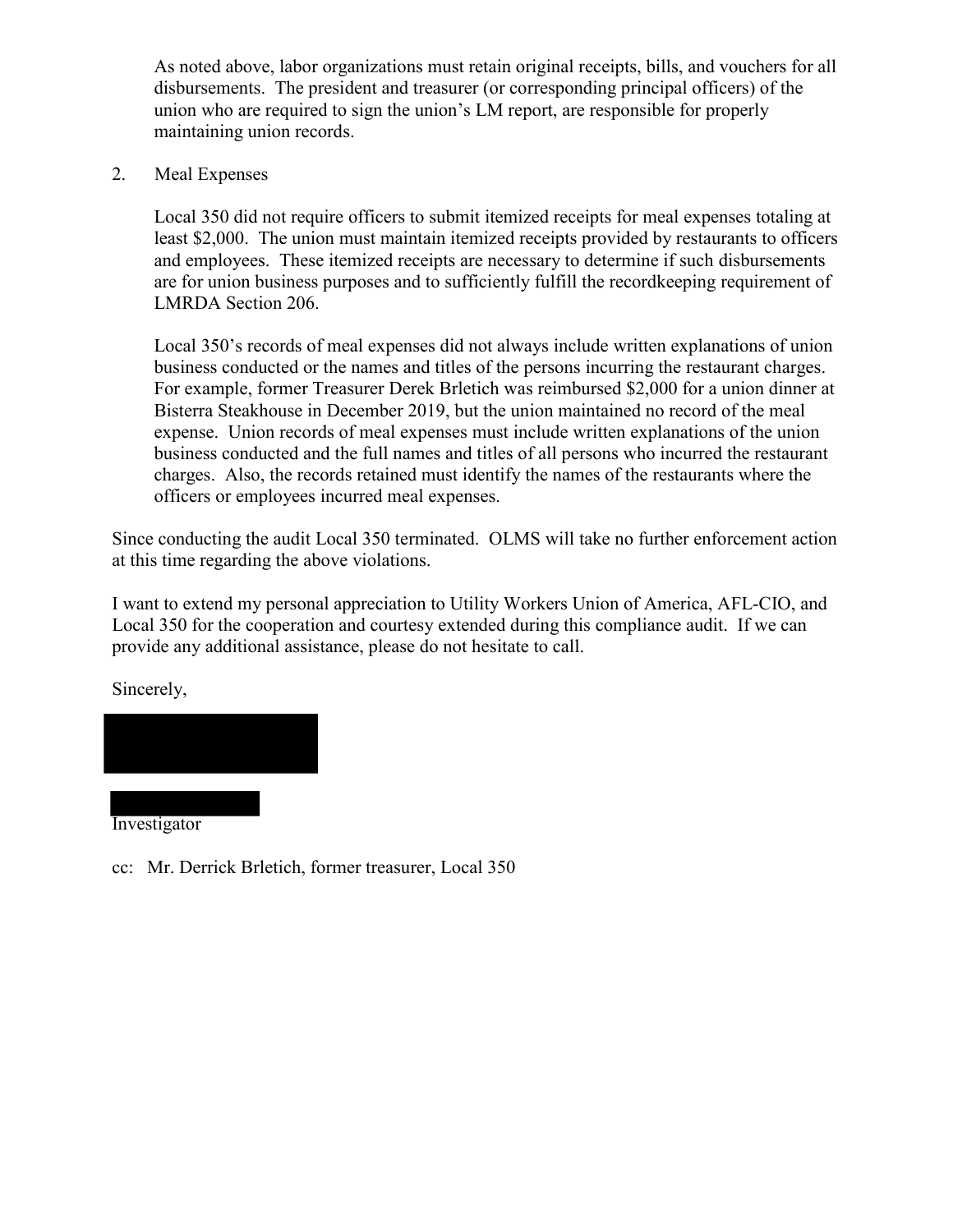As noted above, labor organizations must retain original receipts, bills, and vouchers for all disbursements. The president and treasurer (or corresponding principal officers) of the union who are required to sign the union's LM report, are responsible for properly maintaining union records.

2. Meal Expenses

   Local 350 did not require officers to submit itemized receipts for meal expenses totaling at least $2,000. The union must maintain itemized receipts provided by restaurants to officers and employees. These itemized receipts are necessary to determine if such disbursements are for union business purposes and to sufficiently fulfill the recordkeeping requirement of LMRDA Section 206.

   Local 350's records of meal expenses did not always include written explanations of union business conducted or the names and titles of the persons incurring the restaurant charges. For example, former Treasurer Derek Brletich was reimbursed $2,000 for a union dinner at Bisterra Steakhouse in December 2019, but the union maintained no record of the meal expense. Union records of meal expenses must include written explanations of the union business conducted and the full names and titles of all persons who incurred the restaurant charges. Also, the records retained must identify the names of the restaurants where the officers or employees incurred meal expenses.

Since conducting the audit Local 350 terminated. OLMS will take no further enforcement action at this time regarding the above violations.

I want to extend my personal appreciation to Utility Workers Union of America, AFL-CIO, and Local 350 for the cooperation and courtesy extended during this compliance audit. If we can provide any additional assistance, please do not hesitate to call.

Sincerely,

Investigator

cc: Mr. Derrick Brletich, former treasurer, Local 350